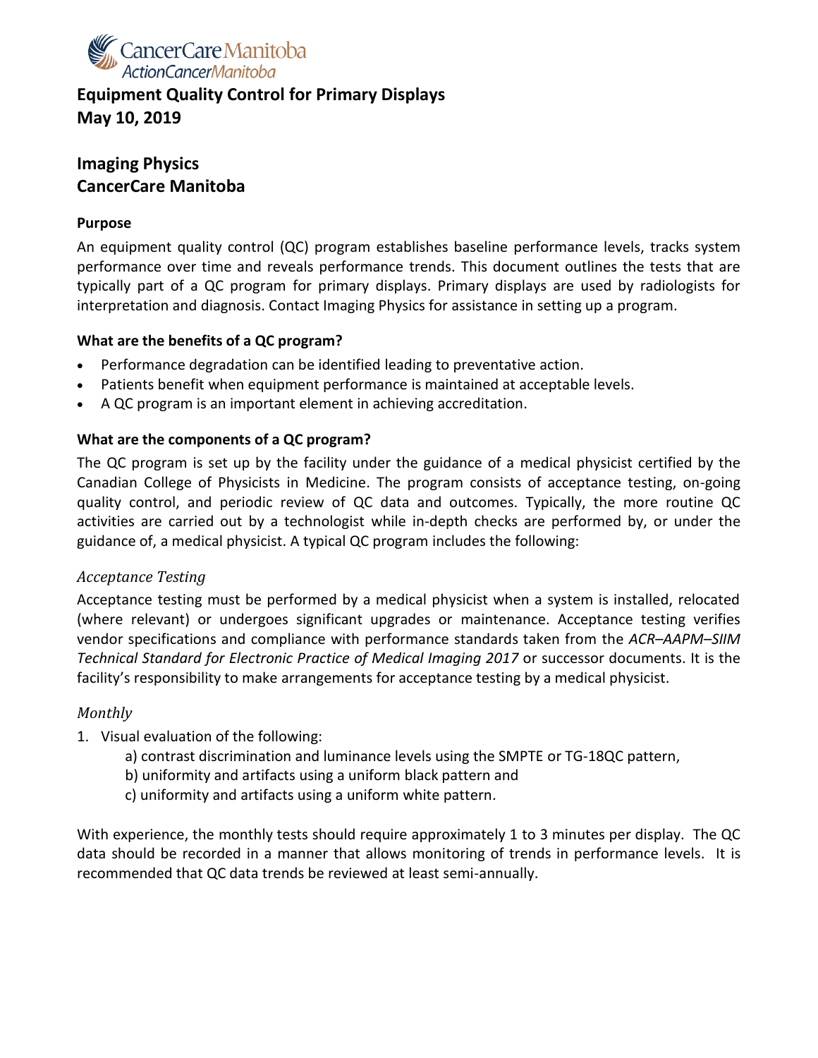CancerCareManitoba
ActionCancerManitoba

# Equipment Quality Control for Primary Displays
# May 10, 2019

## Imaging Physics
## CancerCare Manitoba

### Purpose

An equipment quality control (QC) program establishes baseline performance levels, tracks system performance over time and reveals performance trends. This document outlines the tests that are typically part of a QC program for primary displays. Primary displays are used by radiologists for interpretation and diagnosis. Contact Imaging Physics for assistance in setting up a program.

### What are the benefits of a QC program?

- Performance degradation can be identified leading to preventative action.
- Patients benefit when equipment performance is maintained at acceptable levels.
- A QC program is an important element in achieving accreditation.

### What are the components of a QC program?

The QC program is set up by the facility under the guidance of a medical physicist certified by the Canadian College of Physicists in Medicine. The program consists of acceptance testing, on-going quality control, and periodic review of QC data and outcomes. Typically, the more routine QC activities are carried out by a technologist while in-depth checks are performed by, or under the guidance of, a medical physicist. A typical QC program includes the following:

#### *Acceptance Testing*

Acceptance testing must be performed by a medical physicist when a system is installed, relocated (where relevant) or undergoes significant upgrades or maintenance. Acceptance testing verifies vendor specifications and compliance with performance standards taken from the *ACR–AAPM–SIIM Technical Standard for Electronic Practice of Medical Imaging 2017* or successor documents. It is the facility's responsibility to make arrangements for acceptance testing by a medical physicist.

#### *Monthly*

1. Visual evaluation of the following:
   a) contrast discrimination and luminance levels using the SMPTE or TG-18QC pattern,
   b) uniformity and artifacts using a uniform black pattern and
   c) uniformity and artifacts using a uniform white pattern.

With experience, the monthly tests should require approximately 1 to 3 minutes per display. The QC data should be recorded in a manner that allows monitoring of trends in performance levels. It is recommended that QC data trends be reviewed at least semi-annually.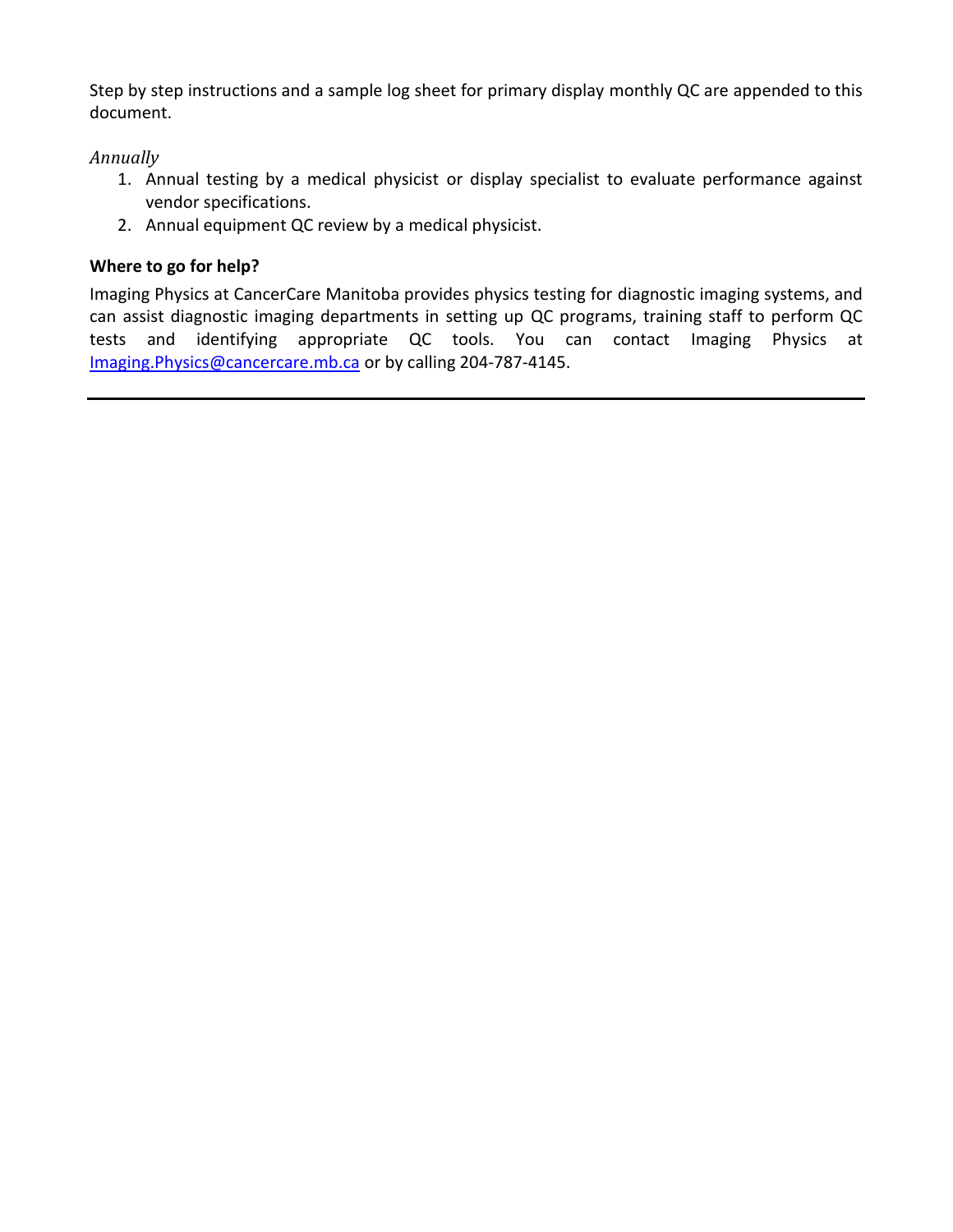Step by step instructions and a sample log sheet for primary display monthly QC are appended to this document.

*Annually*

1. Annual testing by a medical physicist or display specialist to evaluate performance against vendor specifications.
2. Annual equipment QC review by a medical physicist.

**Where to go for help?**

Imaging Physics at CancerCare Manitoba provides physics testing for diagnostic imaging systems, and can assist diagnostic imaging departments in setting up QC programs, training staff to perform QC tests and identifying appropriate QC tools. You can contact Imaging Physics at [Imaging.Physics@cancercare.mb.ca](mailto:Imaging.Physics@cancercare.mb.ca) or by calling 204-787-4145.

---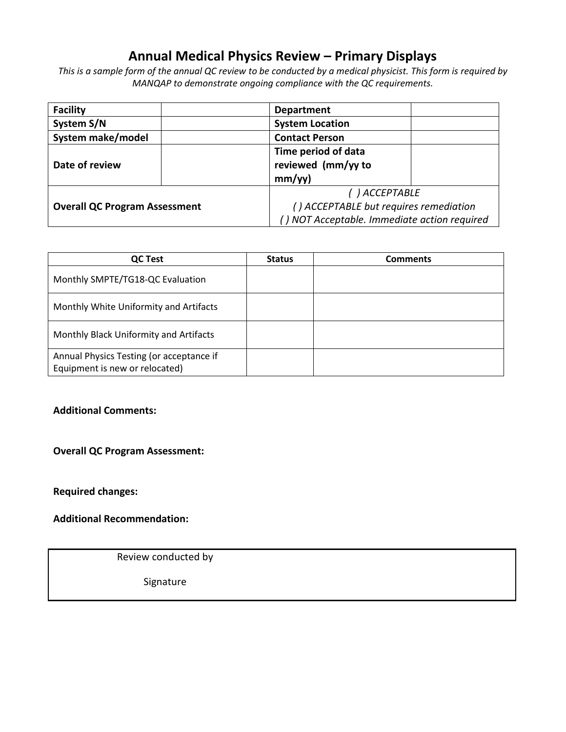# Annual Medical Physics Review – Primary Displays

*This is a sample form of the annual QC review to be conducted by a medical physicist. This form is required by MANQAP to demonstrate ongoing compliance with the QC requirements.*

| **Facility** | | **Department** | |
|---|---|---|---|
| **System S/N** | | **System Location** | |
| **System make/model** | | **Contact Person** | |
| **Date of review** | | **Time period of data reviewed (mm/yy to mm/yy)** | |
| **Overall QC Program Assessment** | | *( ) ACCEPTABLE*<br>*( ) ACCEPTABLE but requires remediation*<br>*( ) NOT Acceptable. Immediate action required* | |

| QC Test | Status | Comments |
|---|---|---|
| Monthly SMPTE/TG18-QC Evaluation | | |
| Monthly White Uniformity and Artifacts | | |
| Monthly Black Uniformity and Artifacts | | |
| Annual Physics Testing (or acceptance if Equipment is new or relocated) | | |

**Additional Comments:**

**Overall QC Program Assessment:**

**Required changes:**

**Additional Recommendation:**

| Review conducted by |
|---|
| Signature |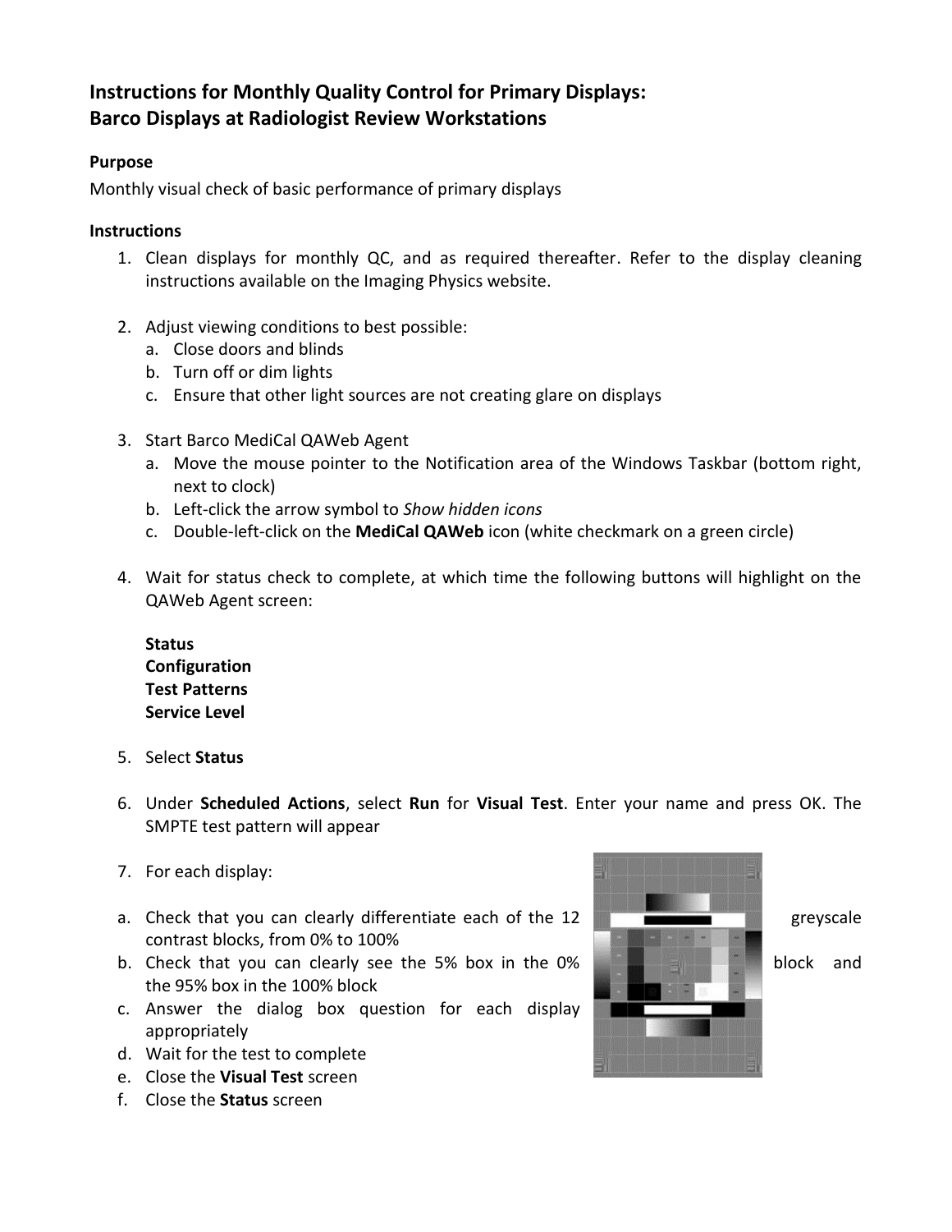# Instructions for Monthly Quality Control for Primary Displays: Barco Displays at Radiologist Review Workstations

## Purpose

Monthly visual check of basic performance of primary displays

## Instructions

1. Clean displays for monthly QC, and as required thereafter. Refer to the display cleaning instructions available on the Imaging Physics website.

2. Adjust viewing conditions to best possible:
   a. Close doors and blinds
   b. Turn off or dim lights
   c. Ensure that other light sources are not creating glare on displays

3. Start Barco MediCal QAWeb Agent
   a. Move the mouse pointer to the Notification area of the Windows Taskbar (bottom right, next to clock)
   b. Left-click the arrow symbol to *Show hidden icons*
   c. Double-left-click on the **MediCal QAWeb** icon (white checkmark on a green circle)

4. Wait for status check to complete, at which time the following buttons will highlight on the QAWeb Agent screen:

   **Status**
   **Configuration**
   **Test Patterns**
   **Service Level**

5. Select **Status**

6. Under **Scheduled Actions**, select **Run** for **Visual Test**. Enter your name and press OK. The SMPTE test pattern will appear

7. For each display:

   a. Check that you can clearly differentiate each of the 12 greyscale contrast blocks, from 0% to 100%
   b. Check that you can clearly see the 5% box in the 0% block and the 95% box in the 100% block
   c. Answer the dialog box question for each display appropriately
   d. Wait for the test to complete
   e. Close the **Visual Test** screen
   f. Close the **Status** screen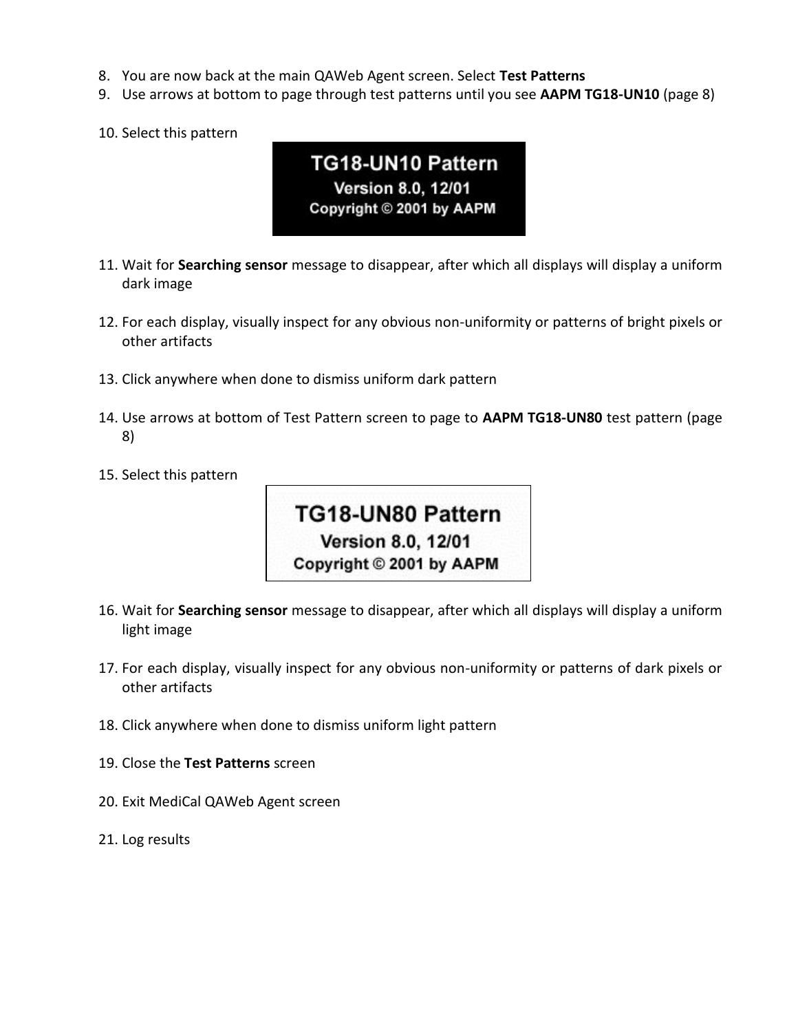8. You are now back at the main QAWeb Agent screen. Select **Test Patterns**
9. Use arrows at bottom to page through test patterns until you see **AAPM TG18-UN10** (page 8)
10. Select this pattern

    TG18-UN10 Pattern
    Version 8.0, 12/01
    Copyright © 2001 by AAPM

11. Wait for **Searching sensor** message to disappear, after which all displays will display a uniform dark image
12. For each display, visually inspect for any obvious non-uniformity or patterns of bright pixels or other artifacts
13. Click anywhere when done to dismiss uniform dark pattern
14. Use arrows at bottom of Test Pattern screen to page to **AAPM TG18-UN80** test pattern (page 8)
15. Select this pattern

    TG18-UN80 Pattern
    Version 8.0, 12/01
    Copyright © 2001 by AAPM

16. Wait for **Searching sensor** message to disappear, after which all displays will display a uniform light image
17. For each display, visually inspect for any obvious non-uniformity or patterns of dark pixels or other artifacts
18. Click anywhere when done to dismiss uniform light pattern
19. Close the **Test Patterns** screen
20. Exit MediCal QAWeb Agent screen
21. Log results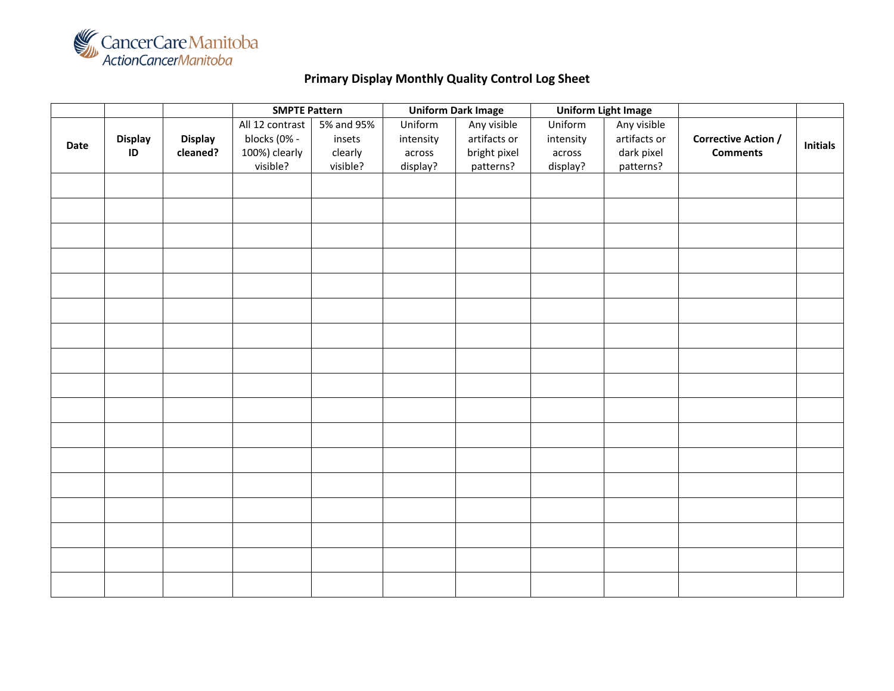CancerCare Manitoba
ActionCancerManitoba

## Primary Display Monthly Quality Control Log Sheet

| | | | SMPTE Pattern | | Uniform Dark Image | | Uniform Light Image | | | |
|---|---|---|---|---|---|---|---|---|---|---|
| **Date** | **Display ID** | **Display cleaned?** | All 12 contrast blocks (0% - 100%) clearly visible? | 5% and 95% insets clearly visible? | Uniform intensity across display? | Any visible artifacts or bright pixel patterns? | Uniform intensity across display? | Any visible artifacts or dark pixel patterns? | **Corrective Action / Comments** | **Initials** |
| | | | | | | | | | | |
| | | | | | | | | | | |
| | | | | | | | | | | |
| | | | | | | | | | | |
| | | | | | | | | | | |
| | | | | | | | | | | |
| | | | | | | | | | | |
| | | | | | | | | | | |
| | | | | | | | | | | |
| | | | | | | | | | | |
| | | | | | | | | | | |
| | | | | | | | | | | |
| | | | | | | | | | | |
| | | | | | | | | | | |
| | | | | | | | | | | |
| | | | | | | | | | | |
| | | | | | | | | | | |